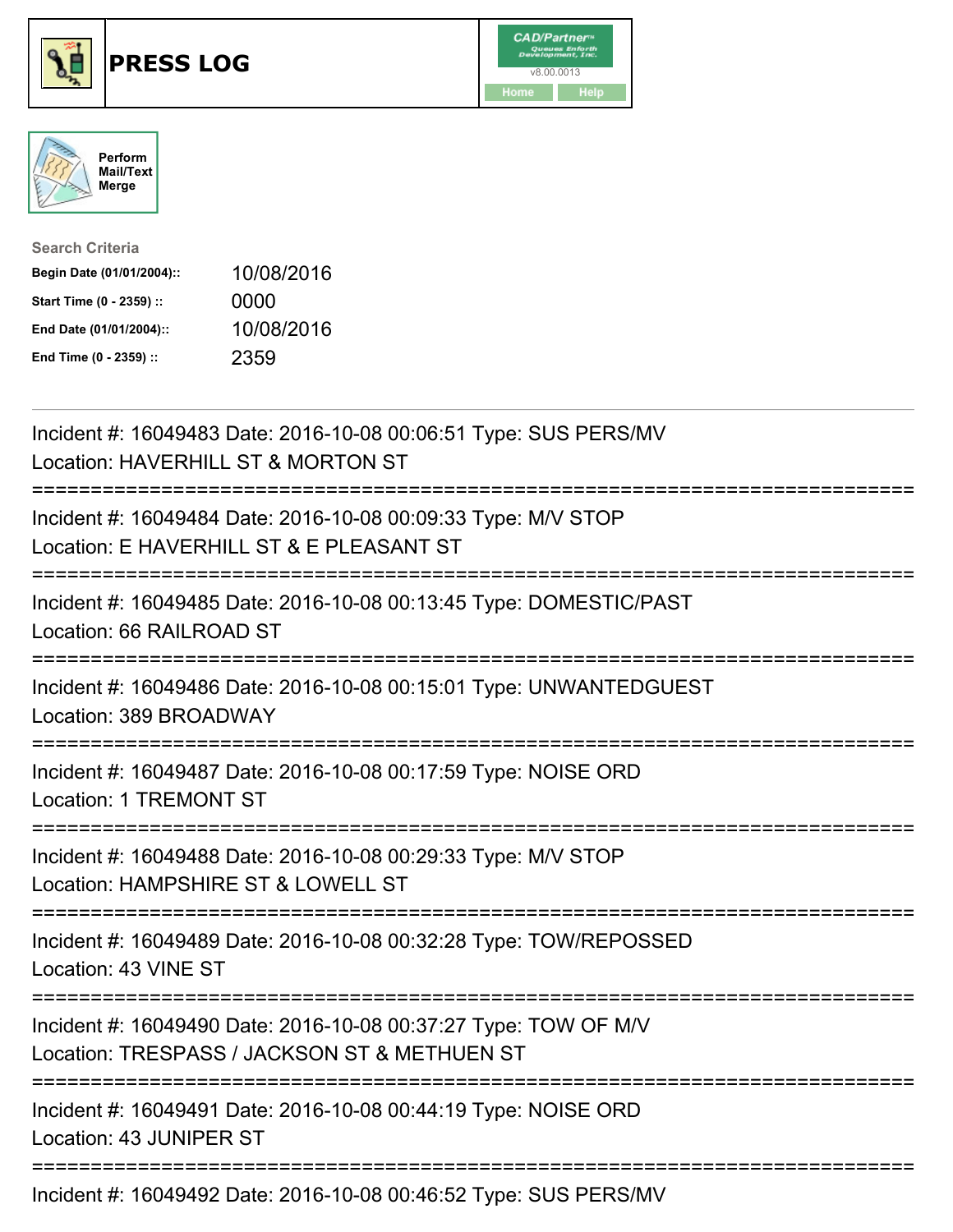# PRESS LOG

Perform Mail/Text Merge

**Search Criteria**

| | |
|---|---|
| **Begin Date (01/01/2004)::** | 10/08/2016 |
| **Start Time (0 - 2359) ::** | 0000 |
| **End Date (01/01/2004)::** | 10/08/2016 |
| **End Time (0 - 2359) ::** | 2359 |

---

Incident #: 16049483 Date: 2016-10-08 00:06:51 Type: SUS PERS/MV
Location: HAVERHILL ST & MORTON ST

===========================================================================

Incident #: 16049484 Date: 2016-10-08 00:09:33 Type: M/V STOP
Location: E HAVERHILL ST & E PLEASANT ST

===========================================================================

Incident #: 16049485 Date: 2016-10-08 00:13:45 Type: DOMESTIC/PAST
Location: 66 RAILROAD ST

===========================================================================

Incident #: 16049486 Date: 2016-10-08 00:15:01 Type: UNWANTEDGUEST
Location: 389 BROADWAY

===========================================================================

Incident #: 16049487 Date: 2016-10-08 00:17:59 Type: NOISE ORD
Location: 1 TREMONT ST

===========================================================================

Incident #: 16049488 Date: 2016-10-08 00:29:33 Type: M/V STOP
Location: HAMPSHIRE ST & LOWELL ST

===========================================================================

Incident #: 16049489 Date: 2016-10-08 00:32:28 Type: TOW/REPOSSED
Location: 43 VINE ST

===========================================================================

Incident #: 16049490 Date: 2016-10-08 00:37:27 Type: TOW OF M/V
Location: TRESPASS / JACKSON ST & METHUEN ST

===========================================================================

Incident #: 16049491 Date: 2016-10-08 00:44:19 Type: NOISE ORD
Location: 43 JUNIPER ST

===========================================================================

Incident #: 16049492 Date: 2016-10-08 00:46:52 Type: SUS PERS/MV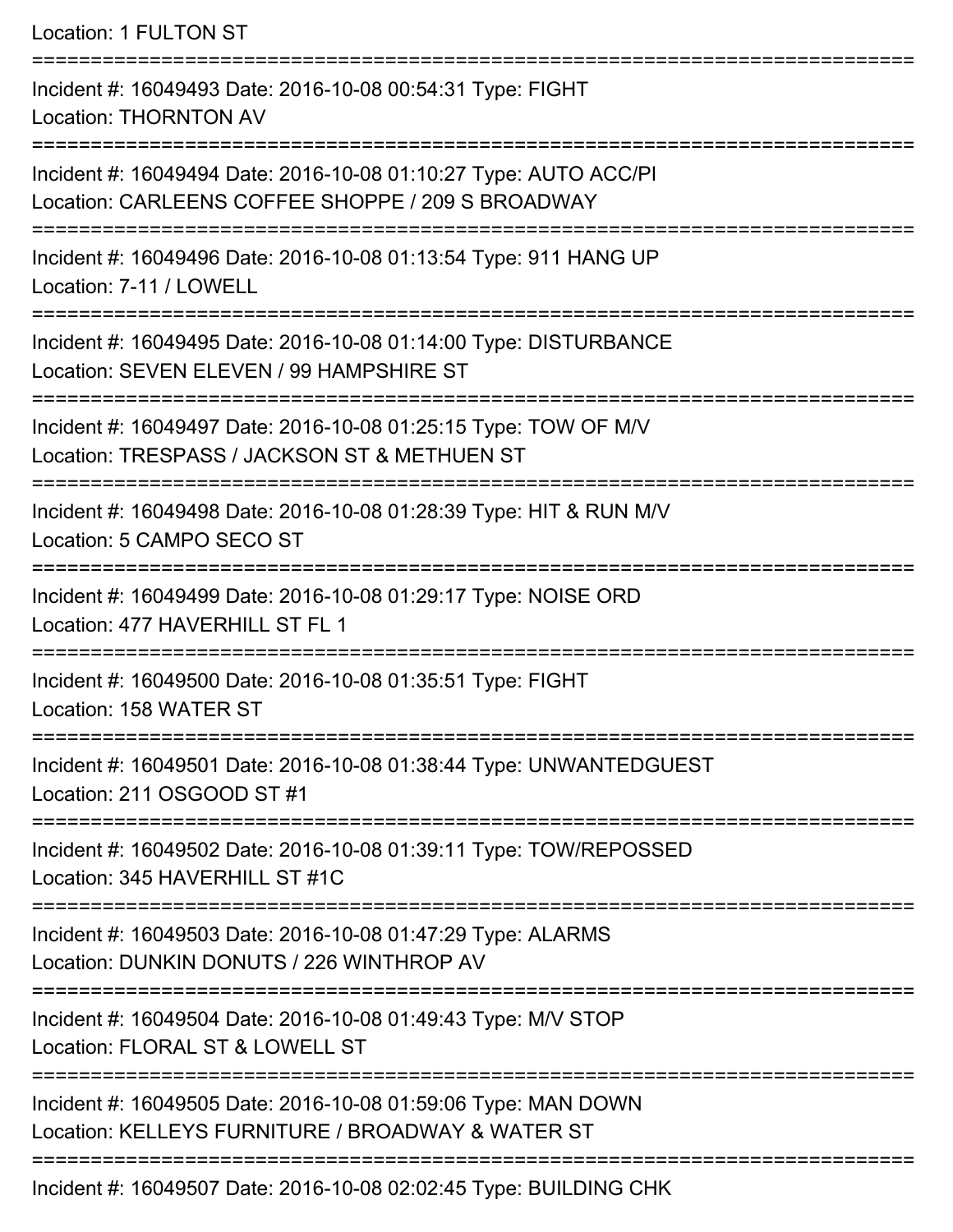Location: 1 FULTON ST

===========================================================================

Incident #: 16049493 Date: 2016-10-08 00:54:31 Type: FIGHT
Location: THORNTON AV

===========================================================================

Incident #: 16049494 Date: 2016-10-08 01:10:27 Type: AUTO ACC/PI
Location: CARLEENS COFFEE SHOPPE / 209 S BROADWAY

===========================================================================

Incident #: 16049496 Date: 2016-10-08 01:13:54 Type: 911 HANG UP
Location: 7-11 / LOWELL

===========================================================================

Incident #: 16049495 Date: 2016-10-08 01:14:00 Type: DISTURBANCE
Location: SEVEN ELEVEN / 99 HAMPSHIRE ST

===========================================================================

Incident #: 16049497 Date: 2016-10-08 01:25:15 Type: TOW OF M/V
Location: TRESPASS / JACKSON ST & METHUEN ST

===========================================================================

Incident #: 16049498 Date: 2016-10-08 01:28:39 Type: HIT & RUN M/V
Location: 5 CAMPO SECO ST

===========================================================================

Incident #: 16049499 Date: 2016-10-08 01:29:17 Type: NOISE ORD
Location: 477 HAVERHILL ST FL 1

===========================================================================

Incident #: 16049500 Date: 2016-10-08 01:35:51 Type: FIGHT
Location: 158 WATER ST

===========================================================================

Incident #: 16049501 Date: 2016-10-08 01:38:44 Type: UNWANTEDGUEST
Location: 211 OSGOOD ST #1

===========================================================================

Incident #: 16049502 Date: 2016-10-08 01:39:11 Type: TOW/REPOSSED
Location: 345 HAVERHILL ST #1C

===========================================================================

Incident #: 16049503 Date: 2016-10-08 01:47:29 Type: ALARMS
Location: DUNKIN DONUTS / 226 WINTHROP AV

===========================================================================

Incident #: 16049504 Date: 2016-10-08 01:49:43 Type: M/V STOP
Location: FLORAL ST & LOWELL ST

===========================================================================

Incident #: 16049505 Date: 2016-10-08 01:59:06 Type: MAN DOWN
Location: KELLEYS FURNITURE / BROADWAY & WATER ST

===========================================================================

Incident #: 16049507 Date: 2016-10-08 02:02:45 Type: BUILDING CHK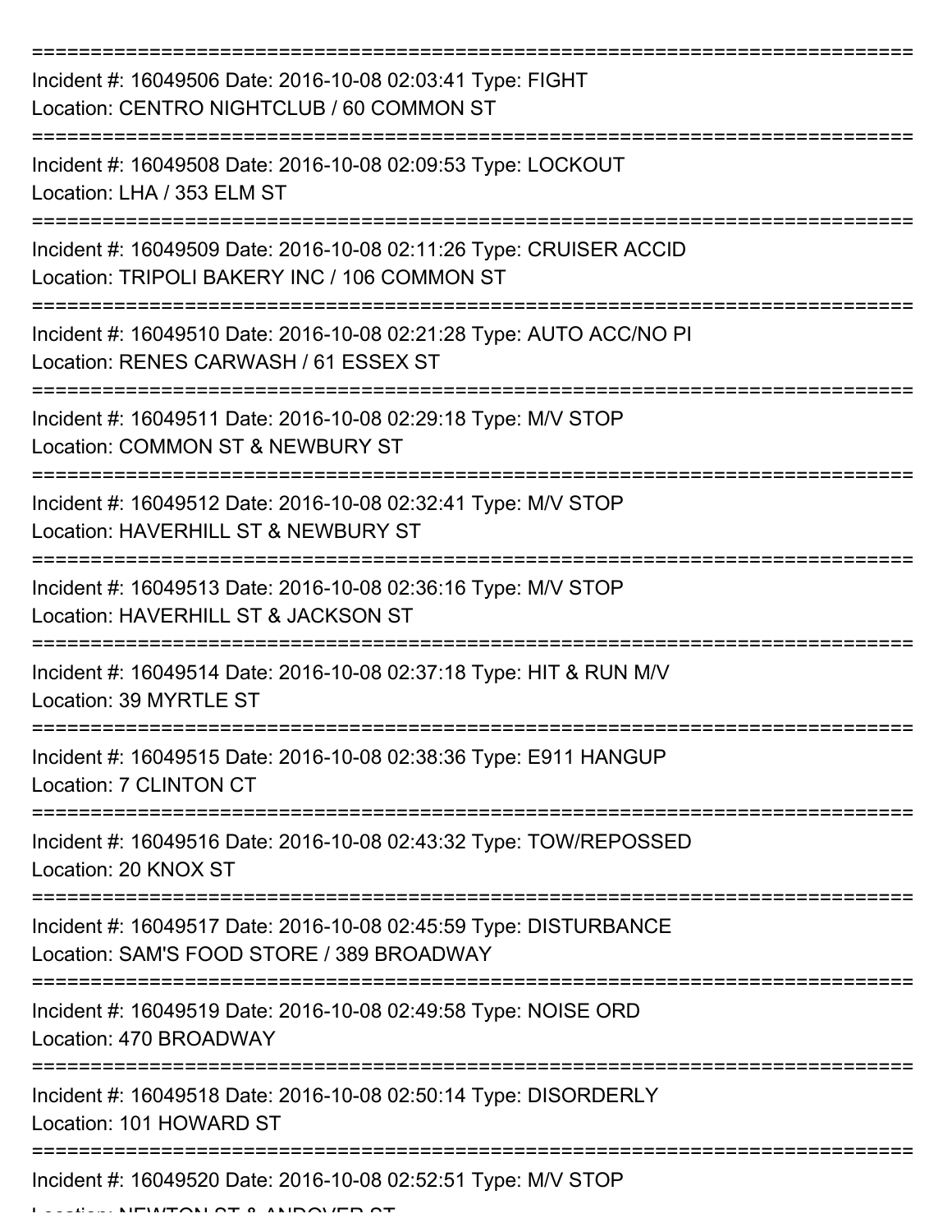==========================================================================

Incident #: 16049506 Date: 2016-10-08 02:03:41 Type: FIGHT
Location: CENTRO NIGHTCLUB / 60 COMMON ST

==========================================================================

Incident #: 16049508 Date: 2016-10-08 02:09:53 Type: LOCKOUT
Location: LHA / 353 ELM ST

==========================================================================

Incident #: 16049509 Date: 2016-10-08 02:11:26 Type: CRUISER ACCID
Location: TRIPOLI BAKERY INC / 106 COMMON ST

==========================================================================

Incident #: 16049510 Date: 2016-10-08 02:21:28 Type: AUTO ACC/NO PI
Location: RENES CARWASH / 61 ESSEX ST

==========================================================================

Incident #: 16049511 Date: 2016-10-08 02:29:18 Type: M/V STOP
Location: COMMON ST & NEWBURY ST

==========================================================================

Incident #: 16049512 Date: 2016-10-08 02:32:41 Type: M/V STOP
Location: HAVERHILL ST & NEWBURY ST

==========================================================================

Incident #: 16049513 Date: 2016-10-08 02:36:16 Type: M/V STOP
Location: HAVERHILL ST & JACKSON ST

==========================================================================

Incident #: 16049514 Date: 2016-10-08 02:37:18 Type: HIT & RUN M/V
Location: 39 MYRTLE ST

==========================================================================

Incident #: 16049515 Date: 2016-10-08 02:38:36 Type: E911 HANGUP
Location: 7 CLINTON CT

==========================================================================

Incident #: 16049516 Date: 2016-10-08 02:43:32 Type: TOW/REPOSSED
Location: 20 KNOX ST

==========================================================================

Incident #: 16049517 Date: 2016-10-08 02:45:59 Type: DISTURBANCE
Location: SAM'S FOOD STORE / 389 BROADWAY

==========================================================================

Incident #: 16049519 Date: 2016-10-08 02:49:58 Type: NOISE ORD
Location: 470 BROADWAY

==========================================================================

Incident #: 16049518 Date: 2016-10-08 02:50:14 Type: DISORDERLY
Location: 101 HOWARD ST

==========================================================================

Incident #: 16049520 Date: 2016-10-08 02:52:51 Type: M/V STOP
Location: NEWTON ST & ANDOVER ST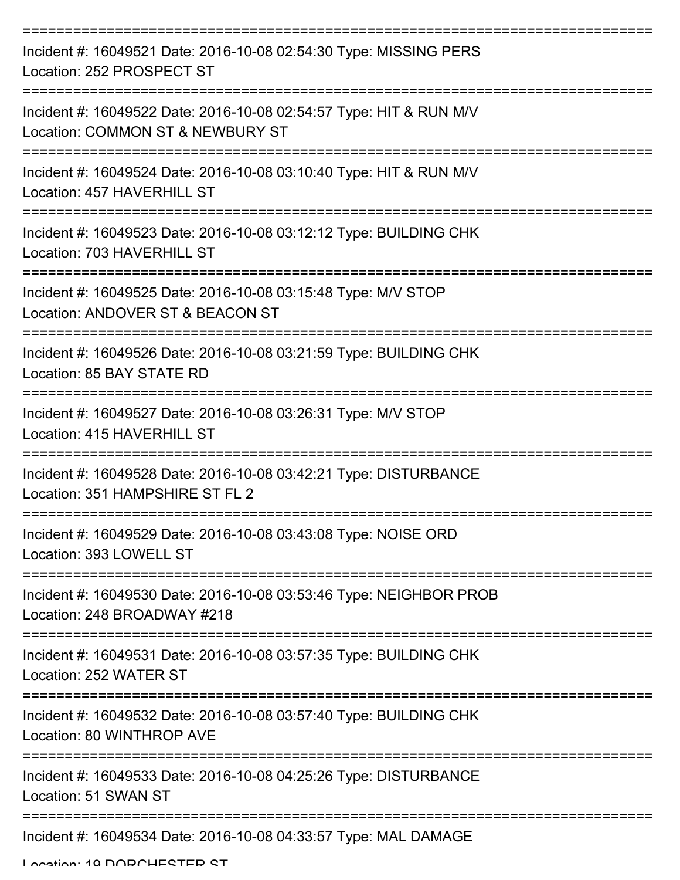Incident #: 16049521 Date: 2016-10-08 02:54:30 Type: MISSING PERS
Location: 252 PROSPECT ST

Incident #: 16049522 Date: 2016-10-08 02:54:57 Type: HIT & RUN M/V
Location: COMMON ST & NEWBURY ST

Incident #: 16049524 Date: 2016-10-08 03:10:40 Type: HIT & RUN M/V
Location: 457 HAVERHILL ST

Incident #: 16049523 Date: 2016-10-08 03:12:12 Type: BUILDING CHK
Location: 703 HAVERHILL ST

Incident #: 16049525 Date: 2016-10-08 03:15:48 Type: M/V STOP
Location: ANDOVER ST & BEACON ST

Incident #: 16049526 Date: 2016-10-08 03:21:59 Type: BUILDING CHK
Location: 85 BAY STATE RD

Incident #: 16049527 Date: 2016-10-08 03:26:31 Type: M/V STOP
Location: 415 HAVERHILL ST

Incident #: 16049528 Date: 2016-10-08 03:42:21 Type: DISTURBANCE
Location: 351 HAMPSHIRE ST FL 2

Incident #: 16049529 Date: 2016-10-08 03:43:08 Type: NOISE ORD
Location: 393 LOWELL ST

Incident #: 16049530 Date: 2016-10-08 03:53:46 Type: NEIGHBOR PROB
Location: 248 BROADWAY #218

Incident #: 16049531 Date: 2016-10-08 03:57:35 Type: BUILDING CHK
Location: 252 WATER ST

Incident #: 16049532 Date: 2016-10-08 03:57:40 Type: BUILDING CHK
Location: 80 WINTHROP AVE

Incident #: 16049533 Date: 2016-10-08 04:25:26 Type: DISTURBANCE
Location: 51 SWAN ST

Incident #: 16049534 Date: 2016-10-08 04:33:57 Type: MAL DAMAGE
Location: 19 DORCHESTER ST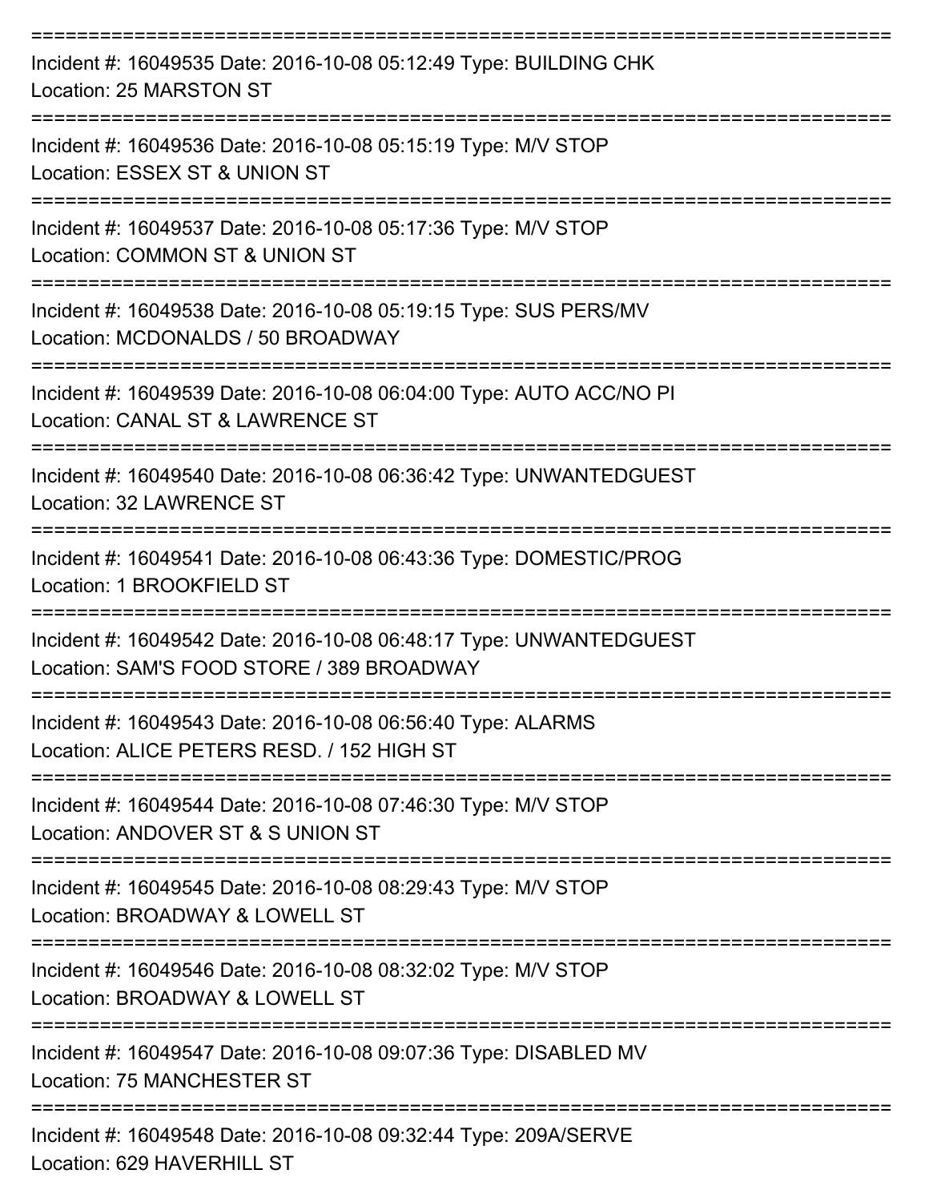===========================================================================

Incident #: 16049535 Date: 2016-10-08 05:12:49 Type: BUILDING CHK
Location: 25 MARSTON ST

===========================================================================

Incident #: 16049536 Date: 2016-10-08 05:15:19 Type: M/V STOP
Location: ESSEX ST & UNION ST

===========================================================================

Incident #: 16049537 Date: 2016-10-08 05:17:36 Type: M/V STOP
Location: COMMON ST & UNION ST

===========================================================================

Incident #: 16049538 Date: 2016-10-08 05:19:15 Type: SUS PERS/MV
Location: MCDONALDS / 50 BROADWAY

===========================================================================

Incident #: 16049539 Date: 2016-10-08 06:04:00 Type: AUTO ACC/NO PI
Location: CANAL ST & LAWRENCE ST

===========================================================================

Incident #: 16049540 Date: 2016-10-08 06:36:42 Type: UNWANTEDGUEST
Location: 32 LAWRENCE ST

===========================================================================

Incident #: 16049541 Date: 2016-10-08 06:43:36 Type: DOMESTIC/PROG
Location: 1 BROOKFIELD ST

===========================================================================

Incident #: 16049542 Date: 2016-10-08 06:48:17 Type: UNWANTEDGUEST
Location: SAM'S FOOD STORE / 389 BROADWAY

===========================================================================

Incident #: 16049543 Date: 2016-10-08 06:56:40 Type: ALARMS
Location: ALICE PETERS RESD. / 152 HIGH ST

===========================================================================

Incident #: 16049544 Date: 2016-10-08 07:46:30 Type: M/V STOP
Location: ANDOVER ST & S UNION ST

===========================================================================

Incident #: 16049545 Date: 2016-10-08 08:29:43 Type: M/V STOP
Location: BROADWAY & LOWELL ST

===========================================================================

Incident #: 16049546 Date: 2016-10-08 08:32:02 Type: M/V STOP
Location: BROADWAY & LOWELL ST

===========================================================================

Incident #: 16049547 Date: 2016-10-08 09:07:36 Type: DISABLED MV
Location: 75 MANCHESTER ST

===========================================================================

Incident #: 16049548 Date: 2016-10-08 09:32:44 Type: 209A/SERVE
Location: 629 HAVERHILL ST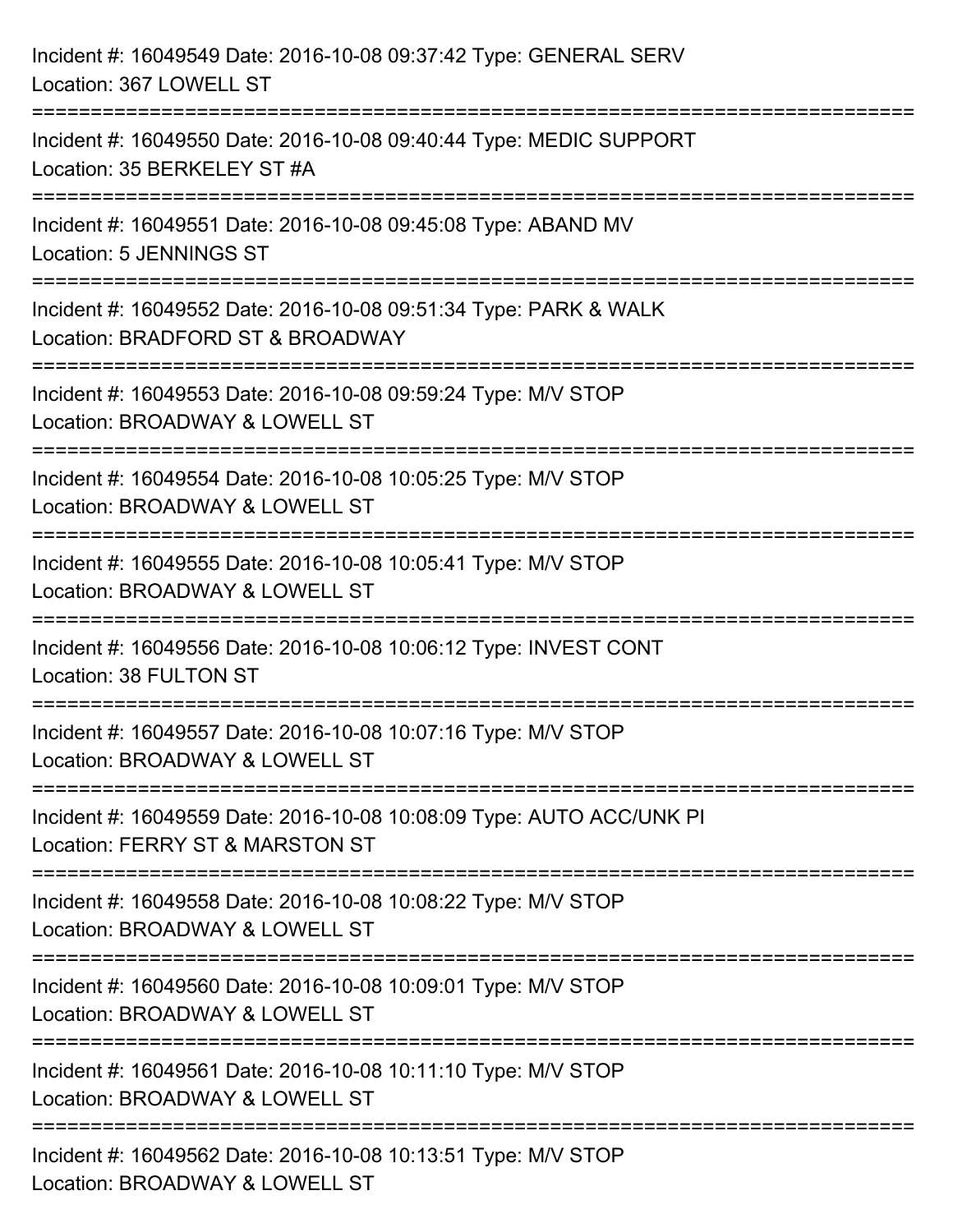Incident #: 16049549 Date: 2016-10-08 09:37:42 Type: GENERAL SERV
Location: 367 LOWELL ST

===========================================================================

Incident #: 16049550 Date: 2016-10-08 09:40:44 Type: MEDIC SUPPORT
Location: 35 BERKELEY ST #A

===========================================================================

Incident #: 16049551 Date: 2016-10-08 09:45:08 Type: ABAND MV
Location: 5 JENNINGS ST

===========================================================================

Incident #: 16049552 Date: 2016-10-08 09:51:34 Type: PARK & WALK
Location: BRADFORD ST & BROADWAY

===========================================================================

Incident #: 16049553 Date: 2016-10-08 09:59:24 Type: M/V STOP
Location: BROADWAY & LOWELL ST

===========================================================================

Incident #: 16049554 Date: 2016-10-08 10:05:25 Type: M/V STOP
Location: BROADWAY & LOWELL ST

===========================================================================

Incident #: 16049555 Date: 2016-10-08 10:05:41 Type: M/V STOP
Location: BROADWAY & LOWELL ST

===========================================================================

Incident #: 16049556 Date: 2016-10-08 10:06:12 Type: INVEST CONT
Location: 38 FULTON ST

===========================================================================

Incident #: 16049557 Date: 2016-10-08 10:07:16 Type: M/V STOP
Location: BROADWAY & LOWELL ST

===========================================================================

Incident #: 16049559 Date: 2016-10-08 10:08:09 Type: AUTO ACC/UNK PI
Location: FERRY ST & MARSTON ST

===========================================================================

Incident #: 16049558 Date: 2016-10-08 10:08:22 Type: M/V STOP
Location: BROADWAY & LOWELL ST

===========================================================================

Incident #: 16049560 Date: 2016-10-08 10:09:01 Type: M/V STOP
Location: BROADWAY & LOWELL ST

===========================================================================

Incident #: 16049561 Date: 2016-10-08 10:11:10 Type: M/V STOP
Location: BROADWAY & LOWELL ST

===========================================================================

Incident #: 16049562 Date: 2016-10-08 10:13:51 Type: M/V STOP
Location: BROADWAY & LOWELL ST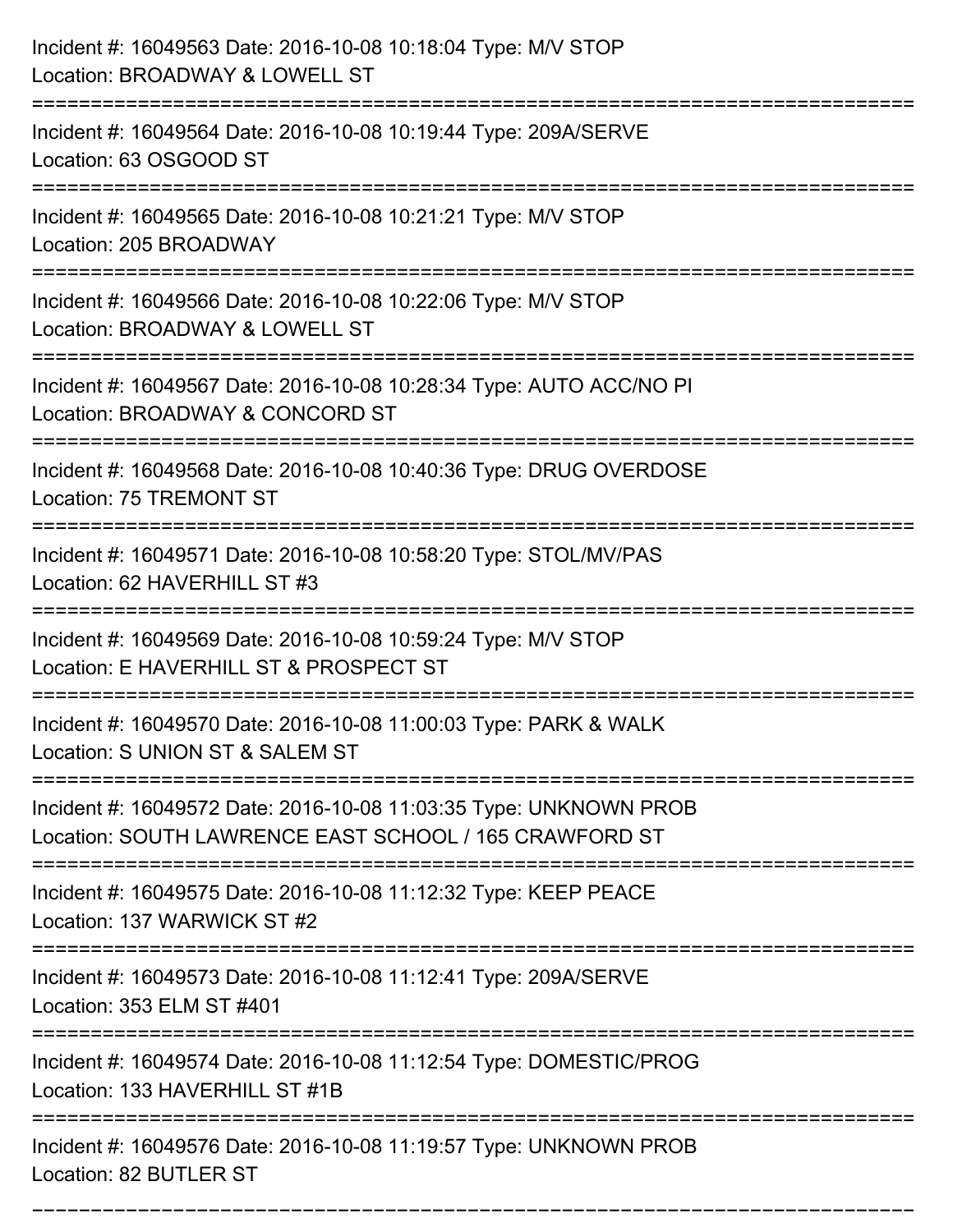Incident #: 16049563 Date: 2016-10-08 10:18:04 Type: M/V STOP
Location: BROADWAY & LOWELL ST

===========================================================================

Incident #: 16049564 Date: 2016-10-08 10:19:44 Type: 209A/SERVE
Location: 63 OSGOOD ST

===========================================================================

Incident #: 16049565 Date: 2016-10-08 10:21:21 Type: M/V STOP
Location: 205 BROADWAY

===========================================================================

Incident #: 16049566 Date: 2016-10-08 10:22:06 Type: M/V STOP
Location: BROADWAY & LOWELL ST

===========================================================================

Incident #: 16049567 Date: 2016-10-08 10:28:34 Type: AUTO ACC/NO PI
Location: BROADWAY & CONCORD ST

===========================================================================

Incident #: 16049568 Date: 2016-10-08 10:40:36 Type: DRUG OVERDOSE
Location: 75 TREMONT ST

===========================================================================

Incident #: 16049571 Date: 2016-10-08 10:58:20 Type: STOL/MV/PAS
Location: 62 HAVERHILL ST #3

===========================================================================

Incident #: 16049569 Date: 2016-10-08 10:59:24 Type: M/V STOP
Location: E HAVERHILL ST & PROSPECT ST

===========================================================================

Incident #: 16049570 Date: 2016-10-08 11:00:03 Type: PARK & WALK
Location: S UNION ST & SALEM ST

===========================================================================

Incident #: 16049572 Date: 2016-10-08 11:03:35 Type: UNKNOWN PROB
Location: SOUTH LAWRENCE EAST SCHOOL / 165 CRAWFORD ST

===========================================================================

Incident #: 16049575 Date: 2016-10-08 11:12:32 Type: KEEP PEACE
Location: 137 WARWICK ST #2

===========================================================================

Incident #: 16049573 Date: 2016-10-08 11:12:41 Type: 209A/SERVE
Location: 353 ELM ST #401

===========================================================================

Incident #: 16049574 Date: 2016-10-08 11:12:54 Type: DOMESTIC/PROG
Location: 133 HAVERHILL ST #1B

===========================================================================

Incident #: 16049576 Date: 2016-10-08 11:19:57 Type: UNKNOWN PROB
Location: 82 BUTLER ST

===========================================================================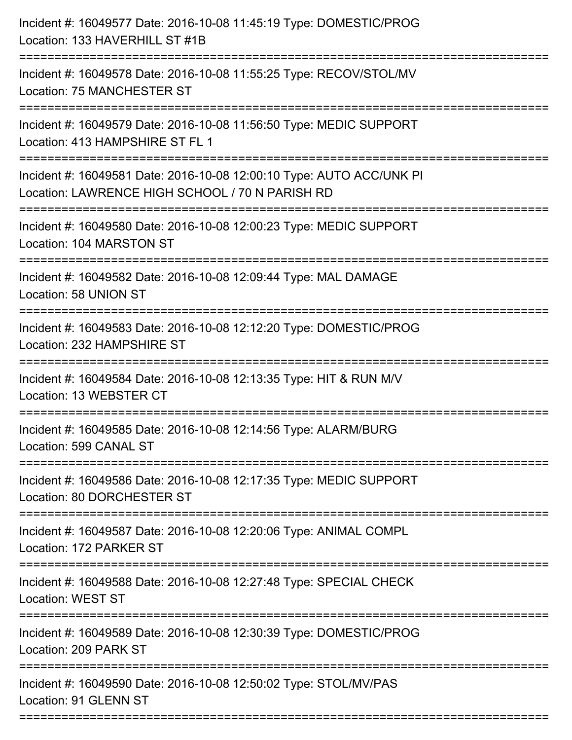Incident #: 16049577 Date: 2016-10-08 11:45:19 Type: DOMESTIC/PROG
Location: 133 HAVERHILL ST #1B

===========================================================================

Incident #: 16049578 Date: 2016-10-08 11:55:25 Type: RECOV/STOL/MV
Location: 75 MANCHESTER ST

===========================================================================

Incident #: 16049579 Date: 2016-10-08 11:56:50 Type: MEDIC SUPPORT
Location: 413 HAMPSHIRE ST FL 1

===========================================================================

Incident #: 16049581 Date: 2016-10-08 12:00:10 Type: AUTO ACC/UNK PI
Location: LAWRENCE HIGH SCHOOL / 70 N PARISH RD

===========================================================================

Incident #: 16049580 Date: 2016-10-08 12:00:23 Type: MEDIC SUPPORT
Location: 104 MARSTON ST

===========================================================================

Incident #: 16049582 Date: 2016-10-08 12:09:44 Type: MAL DAMAGE
Location: 58 UNION ST

===========================================================================

Incident #: 16049583 Date: 2016-10-08 12:12:20 Type: DOMESTIC/PROG
Location: 232 HAMPSHIRE ST

===========================================================================

Incident #: 16049584 Date: 2016-10-08 12:13:35 Type: HIT & RUN M/V
Location: 13 WEBSTER CT

===========================================================================

Incident #: 16049585 Date: 2016-10-08 12:14:56 Type: ALARM/BURG
Location: 599 CANAL ST

===========================================================================

Incident #: 16049586 Date: 2016-10-08 12:17:35 Type: MEDIC SUPPORT
Location: 80 DORCHESTER ST

===========================================================================

Incident #: 16049587 Date: 2016-10-08 12:20:06 Type: ANIMAL COMPL
Location: 172 PARKER ST

===========================================================================

Incident #: 16049588 Date: 2016-10-08 12:27:48 Type: SPECIAL CHECK
Location: WEST ST

===========================================================================

Incident #: 16049589 Date: 2016-10-08 12:30:39 Type: DOMESTIC/PROG
Location: 209 PARK ST

===========================================================================

Incident #: 16049590 Date: 2016-10-08 12:50:02 Type: STOL/MV/PAS
Location: 91 GLENN ST

===========================================================================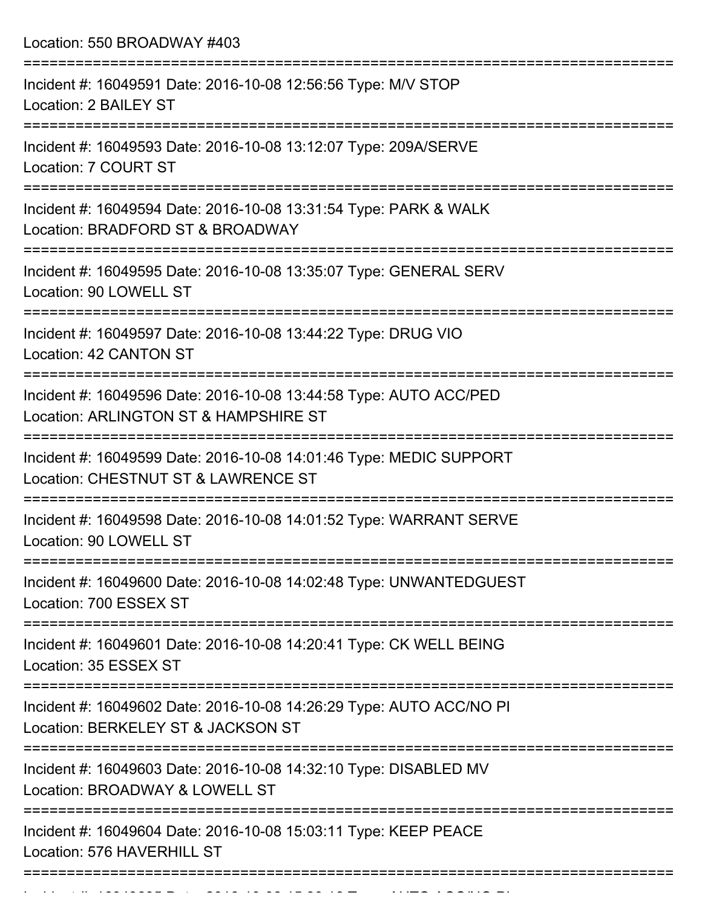Location: 550 BROADWAY #403

===========================================================================

Incident #: 16049591 Date: 2016-10-08 12:56:56 Type: M/V STOP
Location: 2 BAILEY ST

===========================================================================

Incident #: 16049593 Date: 2016-10-08 13:12:07 Type: 209A/SERVE
Location: 7 COURT ST

===========================================================================

Incident #: 16049594 Date: 2016-10-08 13:31:54 Type: PARK & WALK
Location: BRADFORD ST & BROADWAY

===========================================================================

Incident #: 16049595 Date: 2016-10-08 13:35:07 Type: GENERAL SERV
Location: 90 LOWELL ST

===========================================================================

Incident #: 16049597 Date: 2016-10-08 13:44:22 Type: DRUG VIO
Location: 42 CANTON ST

===========================================================================

Incident #: 16049596 Date: 2016-10-08 13:44:58 Type: AUTO ACC/PED
Location: ARLINGTON ST & HAMPSHIRE ST

===========================================================================

Incident #: 16049599 Date: 2016-10-08 14:01:46 Type: MEDIC SUPPORT
Location: CHESTNUT ST & LAWRENCE ST

===========================================================================

Incident #: 16049598 Date: 2016-10-08 14:01:52 Type: WARRANT SERVE
Location: 90 LOWELL ST

===========================================================================

Incident #: 16049600 Date: 2016-10-08 14:02:48 Type: UNWANTEDGUEST
Location: 700 ESSEX ST

===========================================================================

Incident #: 16049601 Date: 2016-10-08 14:20:41 Type: CK WELL BEING
Location: 35 ESSEX ST

===========================================================================

Incident #: 16049602 Date: 2016-10-08 14:26:29 Type: AUTO ACC/NO PI
Location: BERKELEY ST & JACKSON ST

===========================================================================

Incident #: 16049603 Date: 2016-10-08 14:32:10 Type: DISABLED MV
Location: BROADWAY & LOWELL ST

===========================================================================

Incident #: 16049604 Date: 2016-10-08 15:03:11 Type: KEEP PEACE
Location: 576 HAVERHILL ST

===========================================================================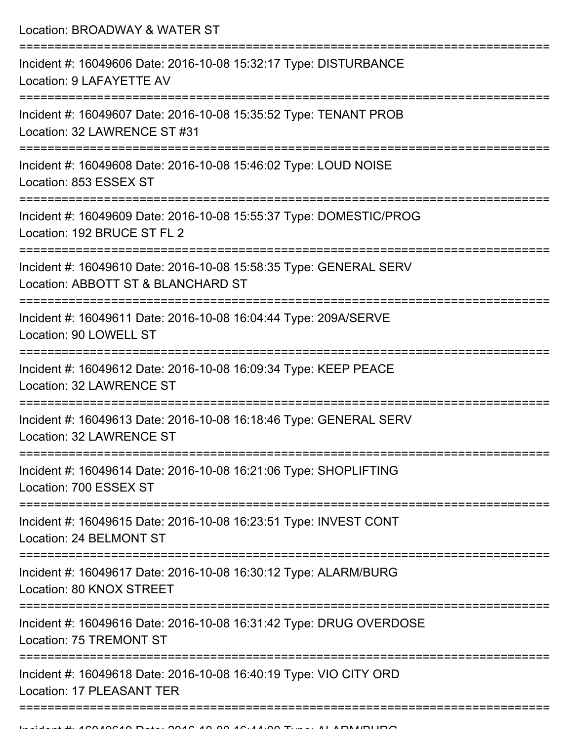Location: BROADWAY & WATER ST

===========================================================================

Incident #: 16049606 Date: 2016-10-08 15:32:17 Type: DISTURBANCE
Location: 9 LAFAYETTE AV

===========================================================================

Incident #: 16049607 Date: 2016-10-08 15:35:52 Type: TENANT PROB
Location: 32 LAWRENCE ST #31

===========================================================================

Incident #: 16049608 Date: 2016-10-08 15:46:02 Type: LOUD NOISE
Location: 853 ESSEX ST

===========================================================================

Incident #: 16049609 Date: 2016-10-08 15:55:37 Type: DOMESTIC/PROG
Location: 192 BRUCE ST FL 2

===========================================================================

Incident #: 16049610 Date: 2016-10-08 15:58:35 Type: GENERAL SERV
Location: ABBOTT ST & BLANCHARD ST

===========================================================================

Incident #: 16049611 Date: 2016-10-08 16:04:44 Type: 209A/SERVE
Location: 90 LOWELL ST

===========================================================================

Incident #: 16049612 Date: 2016-10-08 16:09:34 Type: KEEP PEACE
Location: 32 LAWRENCE ST

===========================================================================

Incident #: 16049613 Date: 2016-10-08 16:18:46 Type: GENERAL SERV
Location: 32 LAWRENCE ST

===========================================================================

Incident #: 16049614 Date: 2016-10-08 16:21:06 Type: SHOPLIFTING
Location: 700 ESSEX ST

===========================================================================

Incident #: 16049615 Date: 2016-10-08 16:23:51 Type: INVEST CONT
Location: 24 BELMONT ST

===========================================================================

Incident #: 16049617 Date: 2016-10-08 16:30:12 Type: ALARM/BURG
Location: 80 KNOX STREET

===========================================================================

Incident #: 16049616 Date: 2016-10-08 16:31:42 Type: DRUG OVERDOSE
Location: 75 TREMONT ST

===========================================================================

Incident #: 16049618 Date: 2016-10-08 16:40:19 Type: VIO CITY ORD
Location: 17 PLEASANT TER

===========================================================================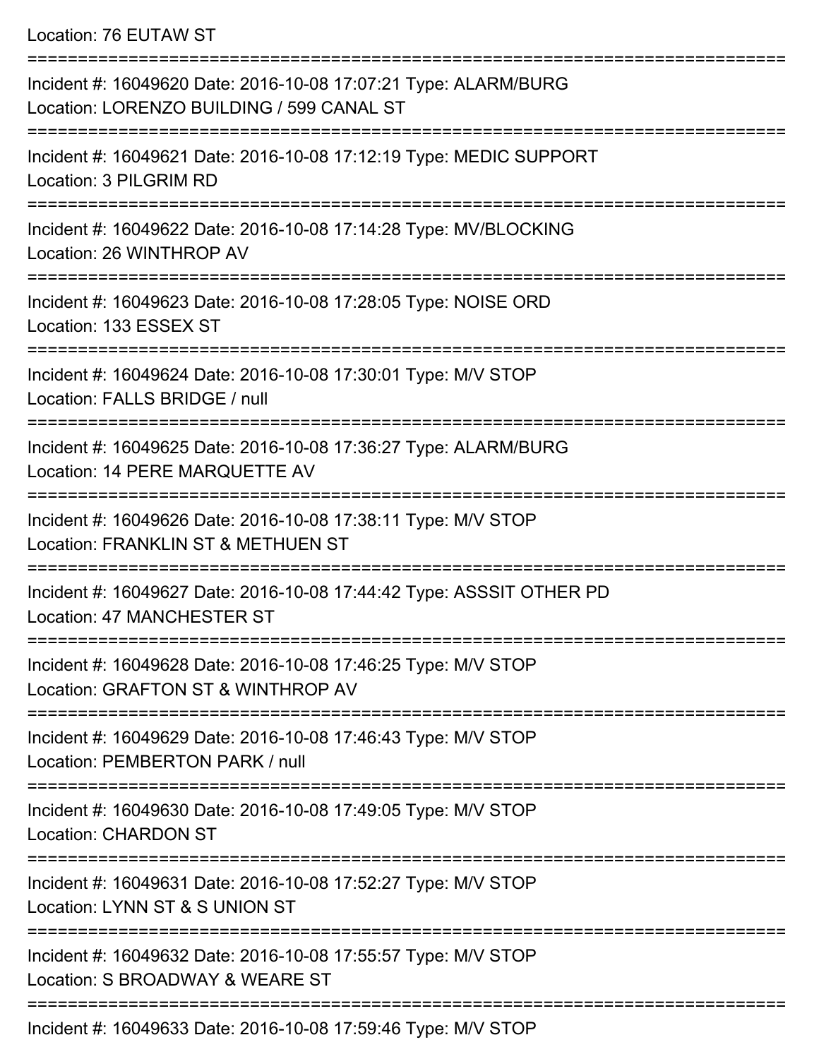Location: 76 EUTAW ST

===========================================================================

Incident #: 16049620 Date: 2016-10-08 17:07:21 Type: ALARM/BURG
Location: LORENZO BUILDING / 599 CANAL ST

===========================================================================

Incident #: 16049621 Date: 2016-10-08 17:12:19 Type: MEDIC SUPPORT
Location: 3 PILGRIM RD

===========================================================================

Incident #: 16049622 Date: 2016-10-08 17:14:28 Type: MV/BLOCKING
Location: 26 WINTHROP AV

===========================================================================

Incident #: 16049623 Date: 2016-10-08 17:28:05 Type: NOISE ORD
Location: 133 ESSEX ST

===========================================================================

Incident #: 16049624 Date: 2016-10-08 17:30:01 Type: M/V STOP
Location: FALLS BRIDGE / null

===========================================================================

Incident #: 16049625 Date: 2016-10-08 17:36:27 Type: ALARM/BURG
Location: 14 PERE MARQUETTE AV

===========================================================================

Incident #: 16049626 Date: 2016-10-08 17:38:11 Type: M/V STOP
Location: FRANKLIN ST & METHUEN ST

===========================================================================

Incident #: 16049627 Date: 2016-10-08 17:44:42 Type: ASSSIT OTHER PD
Location: 47 MANCHESTER ST

===========================================================================

Incident #: 16049628 Date: 2016-10-08 17:46:25 Type: M/V STOP
Location: GRAFTON ST & WINTHROP AV

===========================================================================

Incident #: 16049629 Date: 2016-10-08 17:46:43 Type: M/V STOP
Location: PEMBERTON PARK / null

===========================================================================

Incident #: 16049630 Date: 2016-10-08 17:49:05 Type: M/V STOP
Location: CHARDON ST

===========================================================================

Incident #: 16049631 Date: 2016-10-08 17:52:27 Type: M/V STOP
Location: LYNN ST & S UNION ST

===========================================================================

Incident #: 16049632 Date: 2016-10-08 17:55:57 Type: M/V STOP
Location: S BROADWAY & WEARE ST

===========================================================================

Incident #: 16049633 Date: 2016-10-08 17:59:46 Type: M/V STOP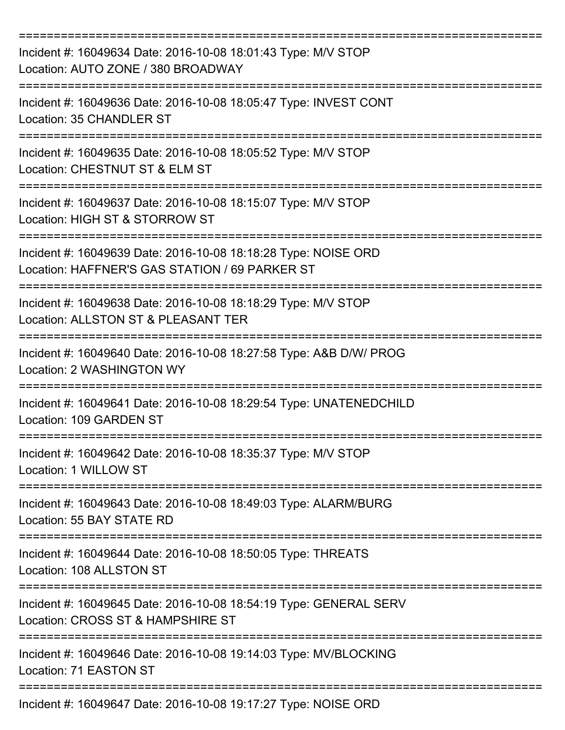===========================================================================

Incident #: 16049634 Date: 2016-10-08 18:01:43 Type: M/V STOP

Location: AUTO ZONE / 380 BROADWAY

===========================================================================

Incident #: 16049636 Date: 2016-10-08 18:05:47 Type: INVEST CONT

Location: 35 CHANDLER ST

===========================================================================

Incident #: 16049635 Date: 2016-10-08 18:05:52 Type: M/V STOP

Location: CHESTNUT ST & ELM ST

===========================================================================

Incident #: 16049637 Date: 2016-10-08 18:15:07 Type: M/V STOP

Location: HIGH ST & STORROW ST

===========================================================================

Incident #: 16049639 Date: 2016-10-08 18:18:28 Type: NOISE ORD

Location: HAFFNER'S GAS STATION / 69 PARKER ST

===========================================================================

Incident #: 16049638 Date: 2016-10-08 18:18:29 Type: M/V STOP

Location: ALLSTON ST & PLEASANT TER

===========================================================================

Incident #: 16049640 Date: 2016-10-08 18:27:58 Type: A&B D/W/ PROG

Location: 2 WASHINGTON WY

===========================================================================

Incident #: 16049641 Date: 2016-10-08 18:29:54 Type: UNATENEDCHILD

Location: 109 GARDEN ST

===========================================================================

Incident #: 16049642 Date: 2016-10-08 18:35:37 Type: M/V STOP

Location: 1 WILLOW ST

===========================================================================

Incident #: 16049643 Date: 2016-10-08 18:49:03 Type: ALARM/BURG

Location: 55 BAY STATE RD

===========================================================================

Incident #: 16049644 Date: 2016-10-08 18:50:05 Type: THREATS

Location: 108 ALLSTON ST

===========================================================================

Incident #: 16049645 Date: 2016-10-08 18:54:19 Type: GENERAL SERV

Location: CROSS ST & HAMPSHIRE ST

===========================================================================

Incident #: 16049646 Date: 2016-10-08 19:14:03 Type: MV/BLOCKING

Location: 71 EASTON ST

===========================================================================

Incident #: 16049647 Date: 2016-10-08 19:17:27 Type: NOISE ORD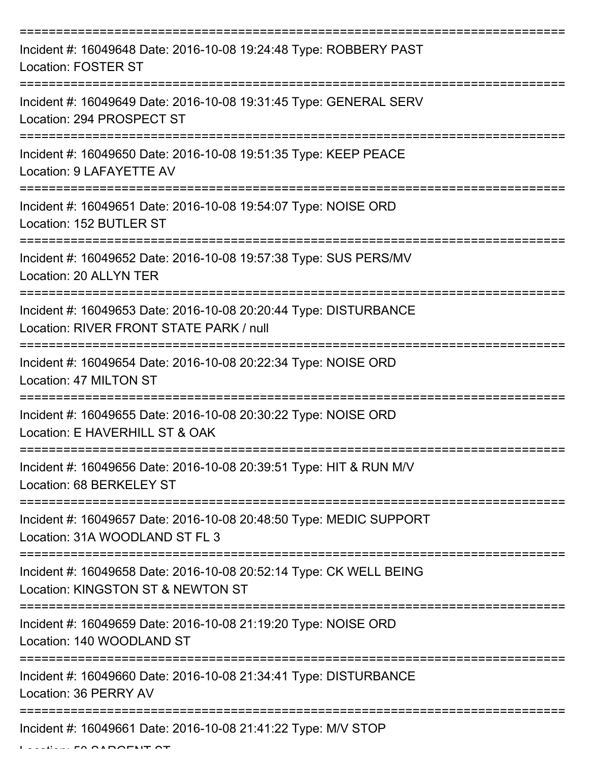===========================================================================

Incident #: 16049648 Date: 2016-10-08 19:24:48 Type: ROBBERY PAST
Location: FOSTER ST

===========================================================================

Incident #: 16049649 Date: 2016-10-08 19:31:45 Type: GENERAL SERV
Location: 294 PROSPECT ST

===========================================================================

Incident #: 16049650 Date: 2016-10-08 19:51:35 Type: KEEP PEACE
Location: 9 LAFAYETTE AV

===========================================================================

Incident #: 16049651 Date: 2016-10-08 19:54:07 Type: NOISE ORD
Location: 152 BUTLER ST

===========================================================================

Incident #: 16049652 Date: 2016-10-08 19:57:38 Type: SUS PERS/MV
Location: 20 ALLYN TER

===========================================================================

Incident #: 16049653 Date: 2016-10-08 20:20:44 Type: DISTURBANCE
Location: RIVER FRONT STATE PARK / null

===========================================================================

Incident #: 16049654 Date: 2016-10-08 20:22:34 Type: NOISE ORD
Location: 47 MILTON ST

===========================================================================

Incident #: 16049655 Date: 2016-10-08 20:30:22 Type: NOISE ORD
Location: E HAVERHILL ST & OAK

===========================================================================

Incident #: 16049656 Date: 2016-10-08 20:39:51 Type: HIT & RUN M/V
Location: 68 BERKELEY ST

===========================================================================

Incident #: 16049657 Date: 2016-10-08 20:48:50 Type: MEDIC SUPPORT
Location: 31A WOODLAND ST FL 3

===========================================================================

Incident #: 16049658 Date: 2016-10-08 20:52:14 Type: CK WELL BEING
Location: KINGSTON ST & NEWTON ST

===========================================================================

Incident #: 16049659 Date: 2016-10-08 21:19:20 Type: NOISE ORD
Location: 140 WOODLAND ST

===========================================================================

Incident #: 16049660 Date: 2016-10-08 21:34:41 Type: DISTURBANCE
Location: 36 PERRY AV

===========================================================================

Incident #: 16049661 Date: 2016-10-08 21:41:22 Type: M/V STOP
Location: 50 SARGENT ST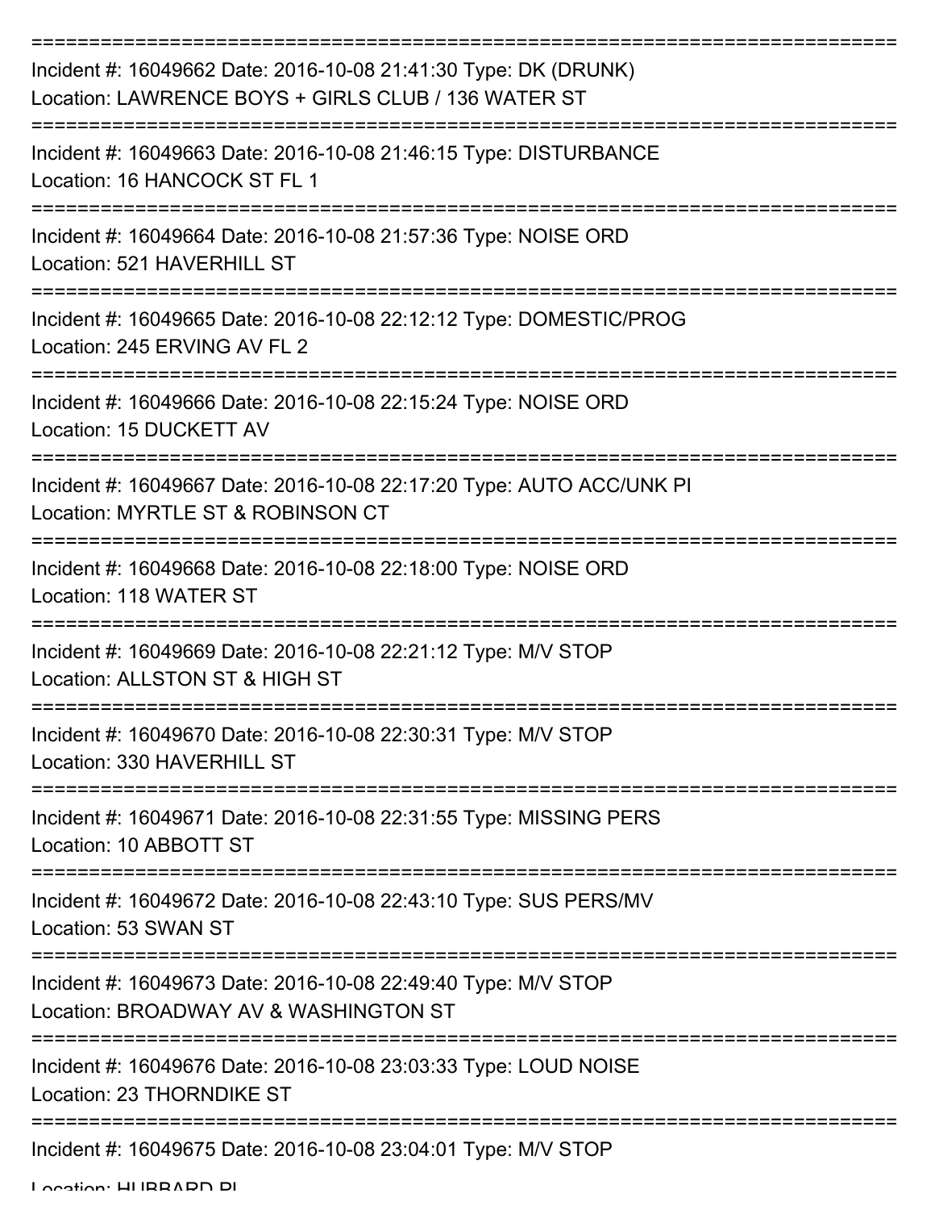===========================================================================
Incident #: 16049662 Date: 2016-10-08 21:41:30 Type: DK (DRUNK)
Location: LAWRENCE BOYS + GIRLS CLUB / 136 WATER ST
===========================================================================
Incident #: 16049663 Date: 2016-10-08 21:46:15 Type: DISTURBANCE
Location: 16 HANCOCK ST FL 1
===========================================================================
Incident #: 16049664 Date: 2016-10-08 21:57:36 Type: NOISE ORD
Location: 521 HAVERHILL ST
===========================================================================
Incident #: 16049665 Date: 2016-10-08 22:12:12 Type: DOMESTIC/PROG
Location: 245 ERVING AV FL 2
===========================================================================
Incident #: 16049666 Date: 2016-10-08 22:15:24 Type: NOISE ORD
Location: 15 DUCKETT AV
===========================================================================
Incident #: 16049667 Date: 2016-10-08 22:17:20 Type: AUTO ACC/UNK PI
Location: MYRTLE ST & ROBINSON CT
===========================================================================
Incident #: 16049668 Date: 2016-10-08 22:18:00 Type: NOISE ORD
Location: 118 WATER ST
===========================================================================
Incident #: 16049669 Date: 2016-10-08 22:21:12 Type: M/V STOP
Location: ALLSTON ST & HIGH ST
===========================================================================
Incident #: 16049670 Date: 2016-10-08 22:30:31 Type: M/V STOP
Location: 330 HAVERHILL ST
===========================================================================
Incident #: 16049671 Date: 2016-10-08 22:31:55 Type: MISSING PERS
Location: 10 ABBOTT ST
===========================================================================
Incident #: 16049672 Date: 2016-10-08 22:43:10 Type: SUS PERS/MV
Location: 53 SWAN ST
===========================================================================
Incident #: 16049673 Date: 2016-10-08 22:49:40 Type: M/V STOP
Location: BROADWAY AV & WASHINGTON ST
===========================================================================
Incident #: 16049676 Date: 2016-10-08 23:03:33 Type: LOUD NOISE
Location: 23 THORNDIKE ST
===========================================================================
Incident #: 16049675 Date: 2016-10-08 23:04:01 Type: M/V STOP
Location: HUBBARD PL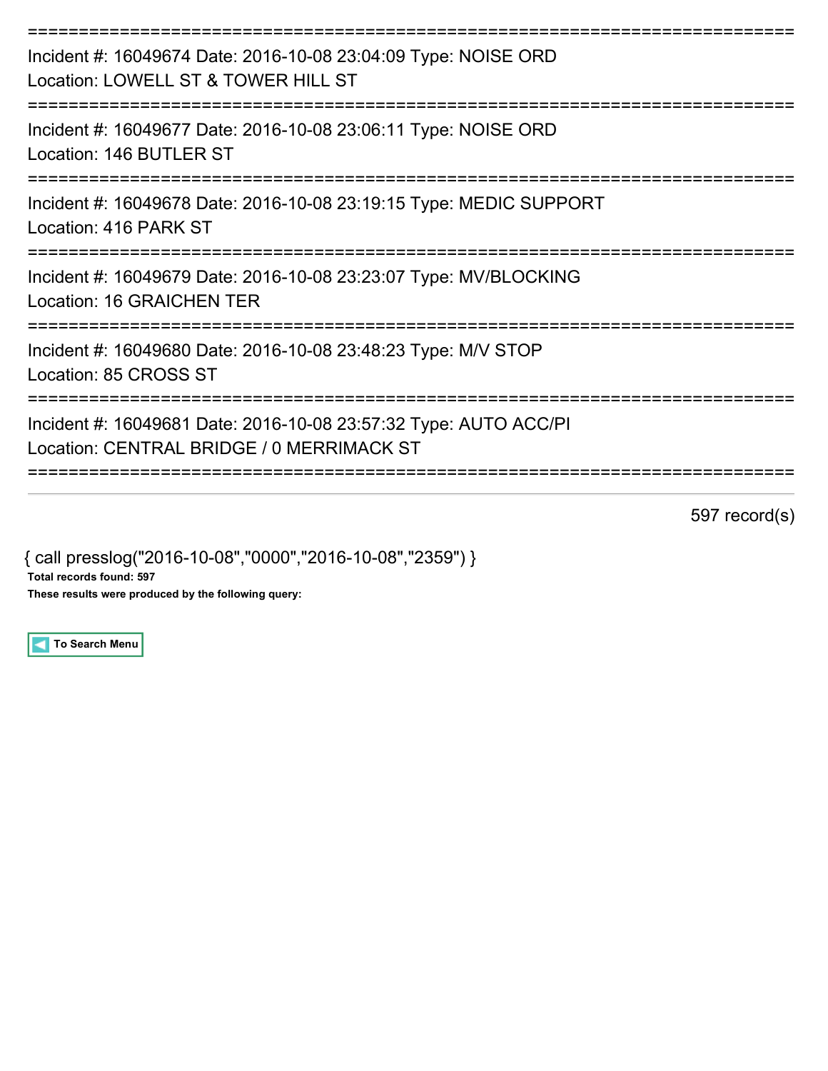===========================================================================

Incident #: 16049674 Date: 2016-10-08 23:04:09 Type: NOISE ORD
Location: LOWELL ST & TOWER HILL ST

===========================================================================

Incident #: 16049677 Date: 2016-10-08 23:06:11 Type: NOISE ORD
Location: 146 BUTLER ST

===========================================================================

Incident #: 16049678 Date: 2016-10-08 23:19:15 Type: MEDIC SUPPORT
Location: 416 PARK ST

===========================================================================

Incident #: 16049679 Date: 2016-10-08 23:23:07 Type: MV/BLOCKING
Location: 16 GRAICHEN TER

===========================================================================

Incident #: 16049680 Date: 2016-10-08 23:48:23 Type: M/V STOP
Location: 85 CROSS ST

===========================================================================

Incident #: 16049681 Date: 2016-10-08 23:57:32 Type: AUTO ACC/PI
Location: CENTRAL BRIDGE / 0 MERRIMACK ST

===========================================================================

597 record(s)

{ call presslog("2016-10-08","0000","2016-10-08","2359") }

**Total records found: 597**

**These results were produced by the following query:**

To Search Menu